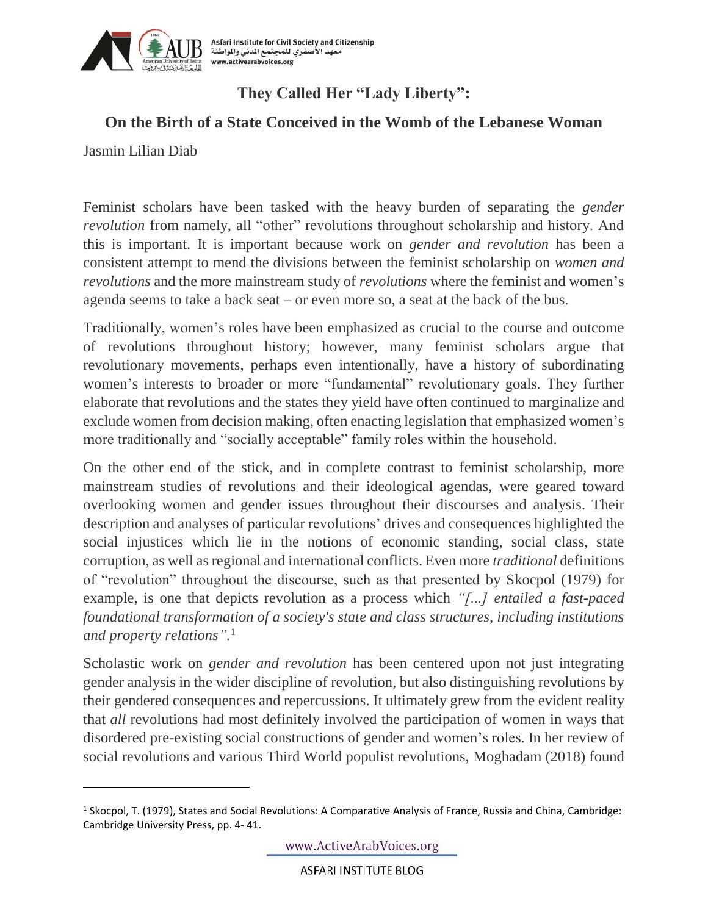# They Called Her "Lady Liberty":

## On the Birth of a State Conceived in the Womb of the Lebanese Woman

Jasmin Lilian Diab

Feminist scholars have been tasked with the heavy burden of separating the *gender revolution* from namely, all "other" revolutions throughout scholarship and history. And this is important. It is important because work on *gender and revolution* has been a consistent attempt to mend the divisions between the feminist scholarship on *women and revolutions* and the more mainstream study of *revolutions* where the feminist and women's agenda seems to take a back seat – or even more so, a seat at the back of the bus.

Traditionally, women's roles have been emphasized as crucial to the course and outcome of revolutions throughout history; however, many feminist scholars argue that revolutionary movements, perhaps even intentionally, have a history of subordinating women's interests to broader or more "fundamental" revolutionary goals. They further elaborate that revolutions and the states they yield have often continued to marginalize and exclude women from decision making, often enacting legislation that emphasized women's more traditionally and "socially acceptable" family roles within the household.

On the other end of the stick, and in complete contrast to feminist scholarship, more mainstream studies of revolutions and their ideological agendas, were geared toward overlooking women and gender issues throughout their discourses and analysis. Their description and analyses of particular revolutions' drives and consequences highlighted the social injustices which lie in the notions of economic standing, social class, state corruption, as well as regional and international conflicts. Even more *traditional* definitions of "revolution" throughout the discourse, such as that presented by Skocpol (1979) for example, is one that depicts revolution as a process which *"[...] entailed a fast-paced foundational transformation of a society's state and class structures, including institutions and property relations"*.[1]

Scholastic work on *gender and revolution* has been centered upon not just integrating gender analysis in the wider discipline of revolution, but also distinguishing revolutions by their gendered consequences and repercussions. It ultimately grew from the evident reality that *all* revolutions had most definitely involved the participation of women in ways that disordered pre-existing social constructions of gender and women's roles. In her review of social revolutions and various Third World populist revolutions, Moghadam (2018) found

[1] Skocpol, T. (1979), States and Social Revolutions: A Comparative Analysis of France, Russia and China, Cambridge: Cambridge University Press, pp. 4- 41.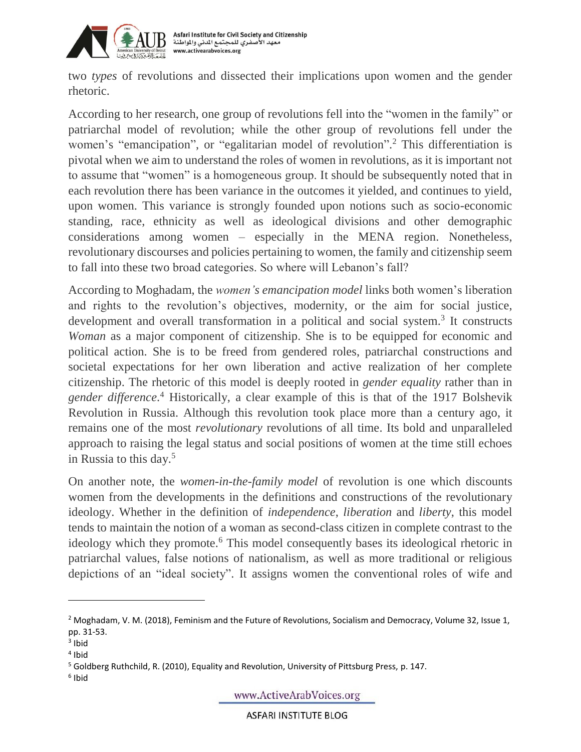two *types* of revolutions and dissected their implications upon women and the gender rhetoric.

According to her research, one group of revolutions fell into the "women in the family" or patriarchal model of revolution; while the other group of revolutions fell under the women's "emancipation", or "egalitarian model of revolution".[2] This differentiation is pivotal when we aim to understand the roles of women in revolutions, as it is important not to assume that "women" is a homogeneous group. It should be subsequently noted that in each revolution there has been variance in the outcomes it yielded, and continues to yield, upon women. This variance is strongly founded upon notions such as socio-economic standing, race, ethnicity as well as ideological divisions and other demographic considerations among women – especially in the MENA region. Nonetheless, revolutionary discourses and policies pertaining to women, the family and citizenship seem to fall into these two broad categories. So where will Lebanon's fall?

According to Moghadam, the *women's emancipation model* links both women's liberation and rights to the revolution's objectives, modernity, or the aim for social justice, development and overall transformation in a political and social system.[3] It constructs *Woman* as a major component of citizenship. She is to be equipped for economic and political action. She is to be freed from gendered roles, patriarchal constructions and societal expectations for her own liberation and active realization of her complete citizenship. The rhetoric of this model is deeply rooted in *gender equality* rather than in *gender difference*.[4] Historically, a clear example of this is that of the 1917 Bolshevik Revolution in Russia. Although this revolution took place more than a century ago, it remains one of the most *revolutionary* revolutions of all time. Its bold and unparalleled approach to raising the legal status and social positions of women at the time still echoes in Russia to this day.[5]

On another note, the *women-in-the-family model* of revolution is one which discounts women from the developments in the definitions and constructions of the revolutionary ideology. Whether in the definition of *independence*, *liberation* and *liberty*, this model tends to maintain the notion of a woman as second-class citizen in complete contrast to the ideology which they promote.[6] This model consequently bases its ideological rhetoric in patriarchal values, false notions of nationalism, as well as more traditional or religious depictions of an "ideal society". It assigns women the conventional roles of wife and

---

[2] Moghadam, V. M. (2018), Feminism and the Future of Revolutions, Socialism and Democracy, Volume 32, Issue 1, pp. 31-53.

[3] Ibid

[4] Ibid

[5] Goldberg Ruthchild, R. (2010), Equality and Revolution, University of Pittsburg Press, p. 147.

[6] Ibid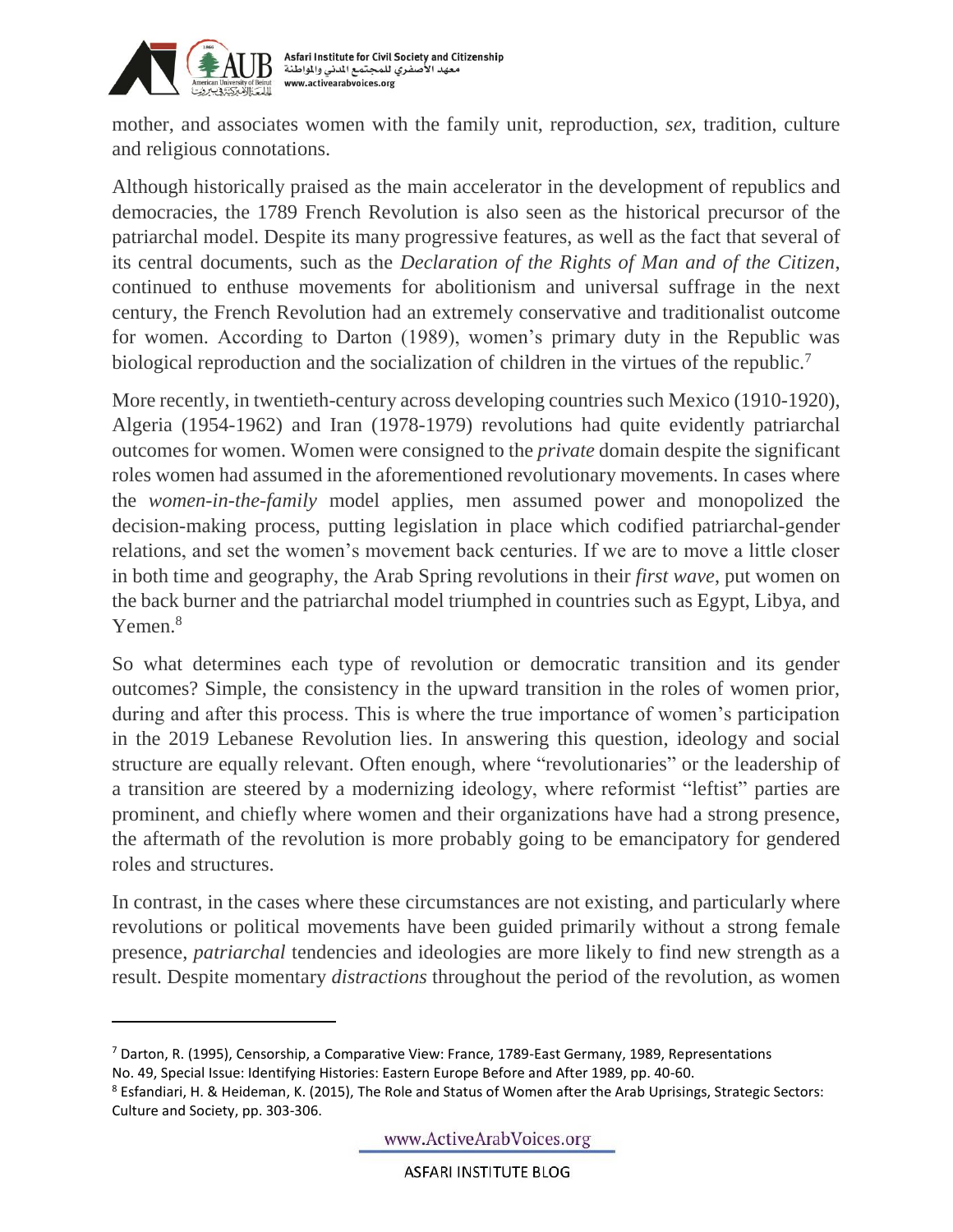mother, and associates women with the family unit, reproduction, *sex*, tradition, culture and religious connotations.

Although historically praised as the main accelerator in the development of republics and democracies, the 1789 French Revolution is also seen as the historical precursor of the patriarchal model. Despite its many progressive features, as well as the fact that several of its central documents, such as the *Declaration of the Rights of Man and of the Citizen*, continued to enthuse movements for abolitionism and universal suffrage in the next century, the French Revolution had an extremely conservative and traditionalist outcome for women. According to Darton (1989), women's primary duty in the Republic was biological reproduction and the socialization of children in the virtues of the republic.[7]

More recently, in twentieth-century across developing countries such Mexico (1910-1920), Algeria (1954-1962) and Iran (1978-1979) revolutions had quite evidently patriarchal outcomes for women. Women were consigned to the *private* domain despite the significant roles women had assumed in the aforementioned revolutionary movements. In cases where the *women-in-the-family* model applies, men assumed power and monopolized the decision-making process, putting legislation in place which codified patriarchal-gender relations, and set the women's movement back centuries. If we are to move a little closer in both time and geography, the Arab Spring revolutions in their *first wave*, put women on the back burner and the patriarchal model triumphed in countries such as Egypt, Libya, and Yemen.[8]

So what determines each type of revolution or democratic transition and its gender outcomes? Simple, the consistency in the upward transition in the roles of women prior, during and after this process. This is where the true importance of women's participation in the 2019 Lebanese Revolution lies. In answering this question, ideology and social structure are equally relevant. Often enough, where "revolutionaries" or the leadership of a transition are steered by a modernizing ideology, where reformist "leftist" parties are prominent, and chiefly where women and their organizations have had a strong presence, the aftermath of the revolution is more probably going to be emancipatory for gendered roles and structures.

In contrast, in the cases where these circumstances are not existing, and particularly where revolutions or political movements have been guided primarily without a strong female presence, *patriarchal* tendencies and ideologies are more likely to find new strength as a result. Despite momentary *distractions* throughout the period of the revolution, as women

---

[7] Darton, R. (1995), Censorship, a Comparative View: France, 1789-East Germany, 1989, Representations No. 49, Special Issue: Identifying Histories: Eastern Europe Before and After 1989, pp. 40-60.

[8] Esfandiari, H. & Heideman, K. (2015), The Role and Status of Women after the Arab Uprisings, Strategic Sectors: Culture and Society, pp. 303-306.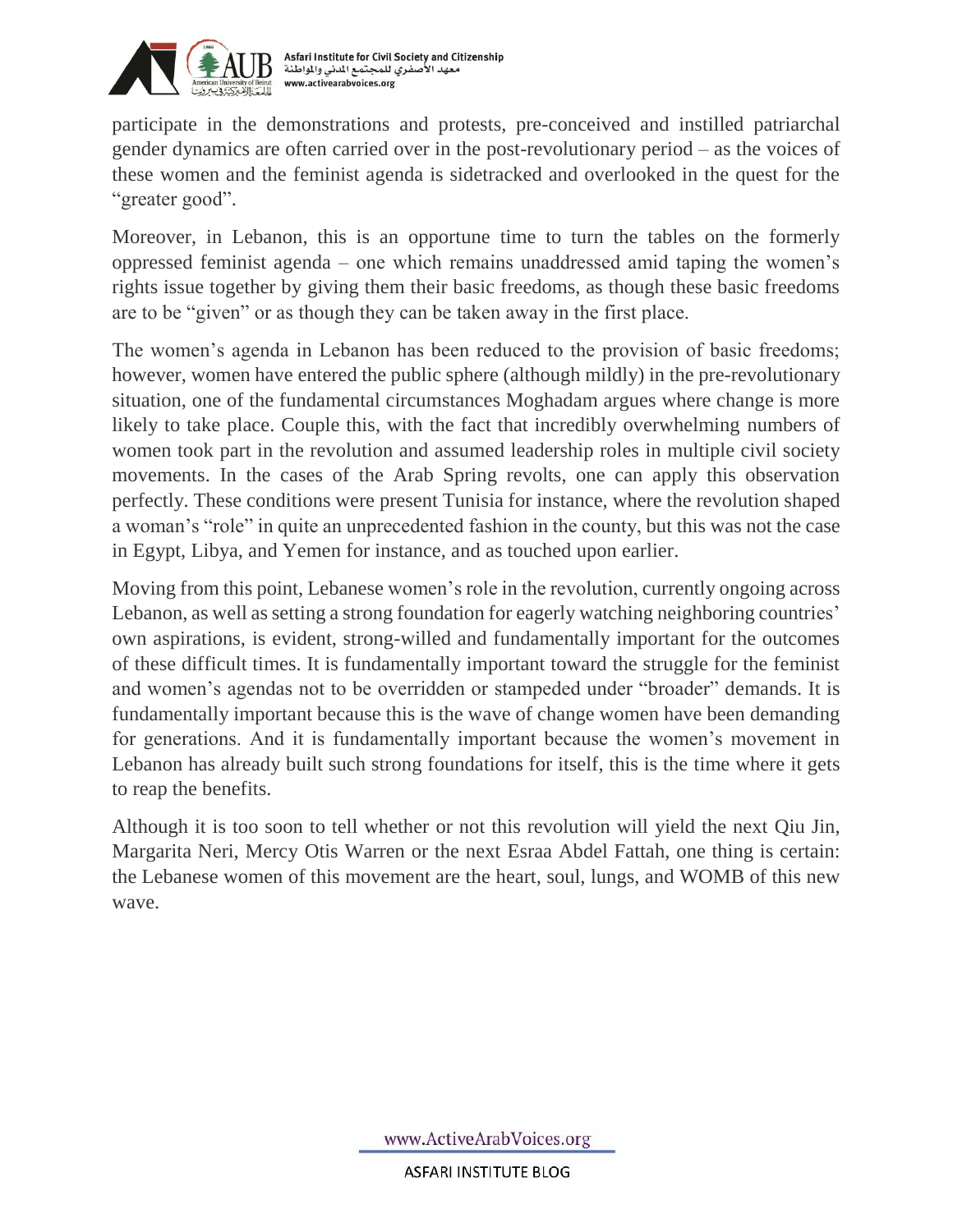participate in the demonstrations and protests, pre-conceived and instilled patriarchal gender dynamics are often carried over in the post-revolutionary period – as the voices of these women and the feminist agenda is sidetracked and overlooked in the quest for the "greater good".

Moreover, in Lebanon, this is an opportune time to turn the tables on the formerly oppressed feminist agenda – one which remains unaddressed amid taping the women's rights issue together by giving them their basic freedoms, as though these basic freedoms are to be "given" or as though they can be taken away in the first place.

The women's agenda in Lebanon has been reduced to the provision of basic freedoms; however, women have entered the public sphere (although mildly) in the pre-revolutionary situation, one of the fundamental circumstances Moghadam argues where change is more likely to take place. Couple this, with the fact that incredibly overwhelming numbers of women took part in the revolution and assumed leadership roles in multiple civil society movements. In the cases of the Arab Spring revolts, one can apply this observation perfectly. These conditions were present Tunisia for instance, where the revolution shaped a woman's "role" in quite an unprecedented fashion in the county, but this was not the case in Egypt, Libya, and Yemen for instance, and as touched upon earlier.

Moving from this point, Lebanese women's role in the revolution, currently ongoing across Lebanon, as well as setting a strong foundation for eagerly watching neighboring countries' own aspirations, is evident, strong-willed and fundamentally important for the outcomes of these difficult times. It is fundamentally important toward the struggle for the feminist and women's agendas not to be overridden or stampeded under "broader" demands. It is fundamentally important because this is the wave of change women have been demanding for generations. And it is fundamentally important because the women's movement in Lebanon has already built such strong foundations for itself, this is the time where it gets to reap the benefits.

Although it is too soon to tell whether or not this revolution will yield the next Qiu Jin, Margarita Neri, Mercy Otis Warren or the next Esraa Abdel Fattah, one thing is certain: the Lebanese women of this movement are the heart, soul, lungs, and WOMB of this new wave.